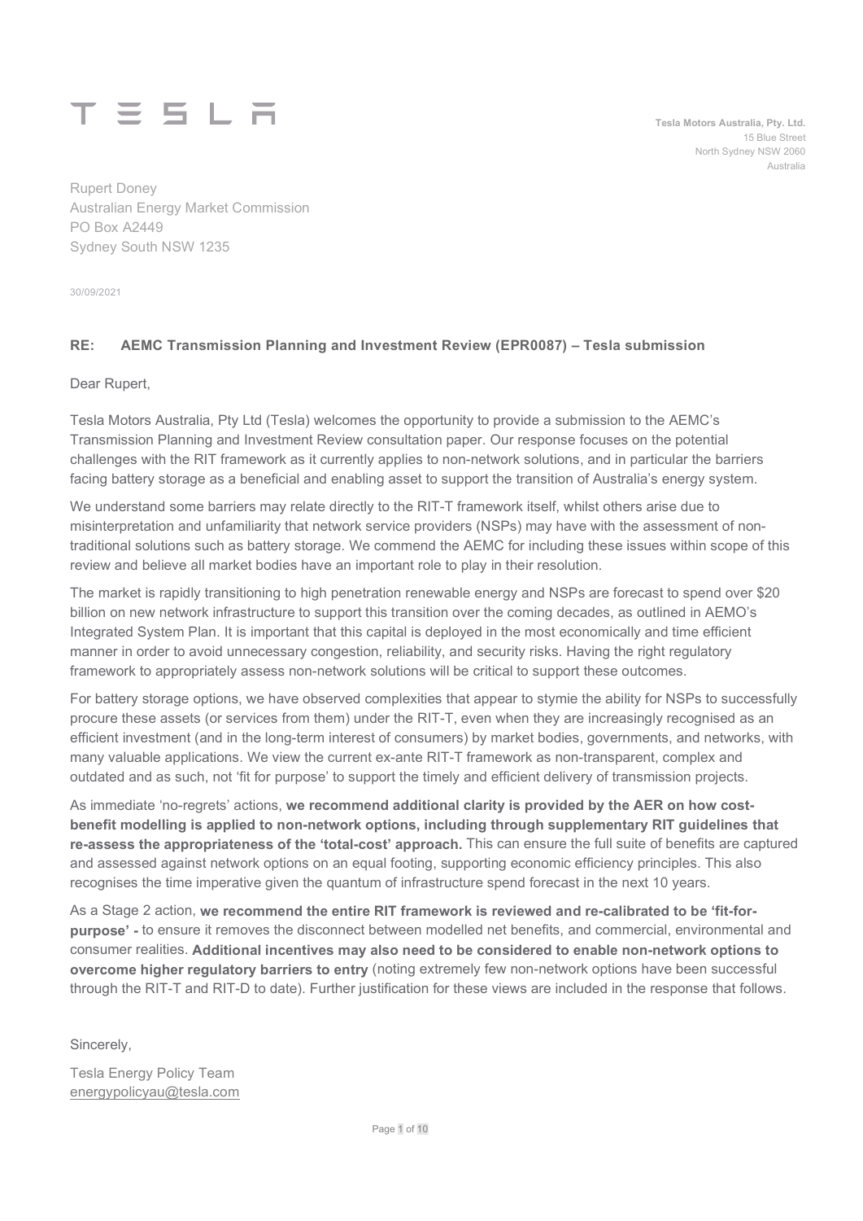TESLA

**Tesla Motors Australia, Pty. Ltd.**
15 Blue Street
North Sydney NSW 2060
Australia

Rupert Doney
Australian Energy Market Commission
PO Box A2449
Sydney South NSW 1235

30/09/2021

**RE: AEMC Transmission Planning and Investment Review (EPR0087) – Tesla submission**

Dear Rupert,

Tesla Motors Australia, Pty Ltd (Tesla) welcomes the opportunity to provide a submission to the AEMC's Transmission Planning and Investment Review consultation paper. Our response focuses on the potential challenges with the RIT framework as it currently applies to non-network solutions, and in particular the barriers facing battery storage as a beneficial and enabling asset to support the transition of Australia's energy system.

We understand some barriers may relate directly to the RIT-T framework itself, whilst others arise due to misinterpretation and unfamiliarity that network service providers (NSPs) may have with the assessment of non-traditional solutions such as battery storage. We commend the AEMC for including these issues within scope of this review and believe all market bodies have an important role to play in their resolution.

The market is rapidly transitioning to high penetration renewable energy and NSPs are forecast to spend over $20 billion on new network infrastructure to support this transition over the coming decades, as outlined in AEMO's Integrated System Plan. It is important that this capital is deployed in the most economically and time efficient manner in order to avoid unnecessary congestion, reliability, and security risks. Having the right regulatory framework to appropriately assess non-network solutions will be critical to support these outcomes.

For battery storage options, we have observed complexities that appear to stymie the ability for NSPs to successfully procure these assets (or services from them) under the RIT-T, even when they are increasingly recognised as an efficient investment (and in the long-term interest of consumers) by market bodies, governments, and networks, with many valuable applications. We view the current ex-ante RIT-T framework as non-transparent, complex and outdated and as such, not 'fit for purpose' to support the timely and efficient delivery of transmission projects.

As immediate 'no-regrets' actions, **we recommend additional clarity is provided by the AER on how cost-benefit modelling is applied to non-network options, including through supplementary RIT guidelines that re-assess the appropriateness of the 'total-cost' approach.** This can ensure the full suite of benefits are captured and assessed against network options on an equal footing, supporting economic efficiency principles. This also recognises the time imperative given the quantum of infrastructure spend forecast in the next 10 years.

As a Stage 2 action, **we recommend the entire RIT framework is reviewed and re-calibrated to be 'fit-for-purpose' -** to ensure it removes the disconnect between modelled net benefits, and commercial, environmental and consumer realities. **Additional incentives may also need to be considered to enable non-network options to overcome higher regulatory barriers to entry** (noting extremely few non-network options have been successful through the RIT-T and RIT-D to date). Further justification for these views are included in the response that follows.

Sincerely,

Tesla Energy Policy Team
energypolicyau@tesla.com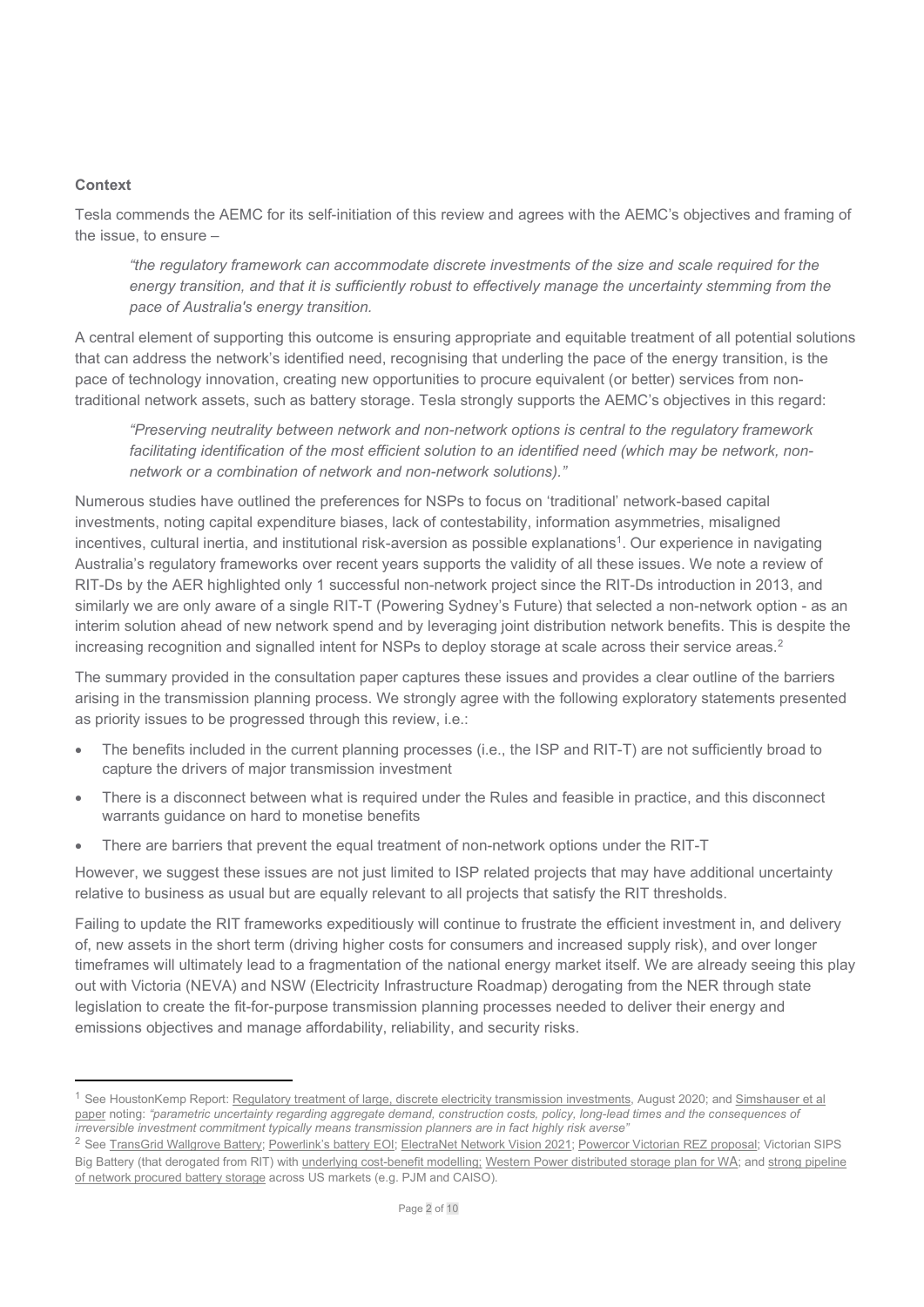**Context**

Tesla commends the AEMC for its self-initiation of this review and agrees with the AEMC's objectives and framing of the issue, to ensure –

> *"the regulatory framework can accommodate discrete investments of the size and scale required for the energy transition, and that it is sufficiently robust to effectively manage the uncertainty stemming from the pace of Australia's energy transition.*

A central element of supporting this outcome is ensuring appropriate and equitable treatment of all potential solutions that can address the network's identified need, recognising that underling the pace of the energy transition, is the pace of technology innovation, creating new opportunities to procure equivalent (or better) services from non-traditional network assets, such as battery storage. Tesla strongly supports the AEMC's objectives in this regard:

> *"Preserving neutrality between network and non-network options is central to the regulatory framework facilitating identification of the most efficient solution to an identified need (which may be network, non-network or a combination of network and non-network solutions)."*

Numerous studies have outlined the preferences for NSPs to focus on 'traditional' network-based capital investments, noting capital expenditure biases, lack of contestability, information asymmetries, misaligned incentives, cultural inertia, and institutional risk-aversion as possible explanations[1]. Our experience in navigating Australia's regulatory frameworks over recent years supports the validity of all these issues. We note a review of RIT-Ds by the AER highlighted only 1 successful non-network project since the RIT-Ds introduction in 2013, and similarly we are only aware of a single RIT-T (Powering Sydney's Future) that selected a non-network option - as an interim solution ahead of new network spend and by leveraging joint distribution network benefits. This is despite the increasing recognition and signalled intent for NSPs to deploy storage at scale across their service areas.[2]

The summary provided in the consultation paper captures these issues and provides a clear outline of the barriers arising in the transmission planning process. We strongly agree with the following exploratory statements presented as priority issues to be progressed through this review, i.e.:

- The benefits included in the current planning processes (i.e., the ISP and RIT-T) are not sufficiently broad to capture the drivers of major transmission investment
- There is a disconnect between what is required under the Rules and feasible in practice, and this disconnect warrants guidance on hard to monetise benefits
- There are barriers that prevent the equal treatment of non-network options under the RIT-T

However, we suggest these issues are not just limited to ISP related projects that may have additional uncertainty relative to business as usual but are equally relevant to all projects that satisfy the RIT thresholds.

Failing to update the RIT frameworks expeditiously will continue to frustrate the efficient investment in, and delivery of, new assets in the short term (driving higher costs for consumers and increased supply risk), and over longer timeframes will ultimately lead to a fragmentation of the national energy market itself. We are already seeing this play out with Victoria (NEVA) and NSW (Electricity Infrastructure Roadmap) derogating from the NER through state legislation to create the fit-for-purpose transmission planning processes needed to deliver their energy and emissions objectives and manage affordability, reliability, and security risks.

---

[1] See HoustonKemp Report: Regulatory treatment of large, discrete electricity transmission investments, August 2020; and Simshauser et al paper noting: *"parametric uncertainty regarding aggregate demand, construction costs, policy, long-lead times and the consequences of irreversible investment commitment typically means transmission planners are in fact highly risk averse"*

[2] See TransGrid Wallgrove Battery; Powerlink's battery EOI; ElectraNet Network Vision 2021; Powercor Victorian REZ proposal; Victorian SIPS Big Battery (that derogated from RIT) with underlying cost-benefit modelling; Western Power distributed storage plan for WA; and strong pipeline of network procured battery storage across US markets (e.g. PJM and CAISO).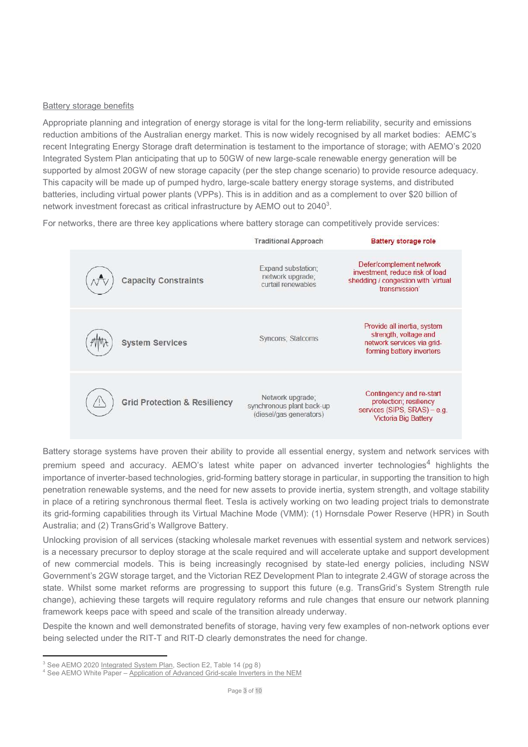Battery storage benefits

Appropriate planning and integration of energy storage is vital for the long-term reliability, security and emissions reduction ambitions of the Australian energy market. This is now widely recognised by all market bodies: AEMC's recent Integrating Energy Storage draft determination is testament to the importance of storage; with AEMO's 2020 Integrated System Plan anticipating that up to 50GW of new large-scale renewable energy generation will be supported by almost 20GW of new storage capacity (per the step change scenario) to provide resource adequacy. This capacity will be made up of pumped hydro, large-scale battery energy storage systems, and distributed batteries, including virtual power plants (VPPs). This is in addition and as a complement to over $20 billion of network investment forecast as critical infrastructure by AEMO out to 2040[3].

For networks, there are three key applications where battery storage can competitively provide services:

| | Traditional Approach | Battery storage role |
|---|---|---|
| Capacity Constraints | Expand substation; network upgrade; curtail renewables | Defer/complement network investment, reduce risk of load shedding / congestion with 'virtual transmission' |
| System Services | Syncons; Statcoms | Provide all inertia, system strength, voltage and network services via grid-forming battery inverters |
| Grid Protection & Resiliency | Network upgrade; synchronous plant back-up (diesel/gas generators) | Contingency and re-start protection; resiliency services (SIPS, SRAS) – e.g. Victoria Big Battery |

Battery storage systems have proven their ability to provide all essential energy, system and network services with premium speed and accuracy. AEMO's latest white paper on advanced inverter technologies[4] highlights the importance of inverter-based technologies, grid-forming battery storage in particular, in supporting the transition to high penetration renewable systems, and the need for new assets to provide inertia, system strength, and voltage stability in place of a retiring synchronous thermal fleet. Tesla is actively working on two leading project trials to demonstrate its grid-forming capabilities through its Virtual Machine Mode (VMM): (1) Hornsdale Power Reserve (HPR) in South Australia; and (2) TransGrid's Wallgrove Battery.

Unlocking provision of all services (stacking wholesale market revenues with essential system and network services) is a necessary precursor to deploy storage at the scale required and will accelerate uptake and support development of new commercial models. This is being increasingly recognised by state-led energy policies, including NSW Government's 2GW storage target, and the Victorian REZ Development Plan to integrate 2.4GW of storage across the state. Whilst some market reforms are progressing to support this future (e.g. TransGrid's System Strength rule change), achieving these targets will require regulatory reforms and rule changes that ensure our network planning framework keeps pace with speed and scale of the transition already underway.

Despite the known and well demonstrated benefits of storage, having very few examples of non-network options ever being selected under the RIT-T and RIT-D clearly demonstrates the need for change.

---

[3] See AEMO 2020 Integrated System Plan, Section E2, Table 14 (pg 8)

[4] See AEMO White Paper – Application of Advanced Grid-scale Inverters in the NEM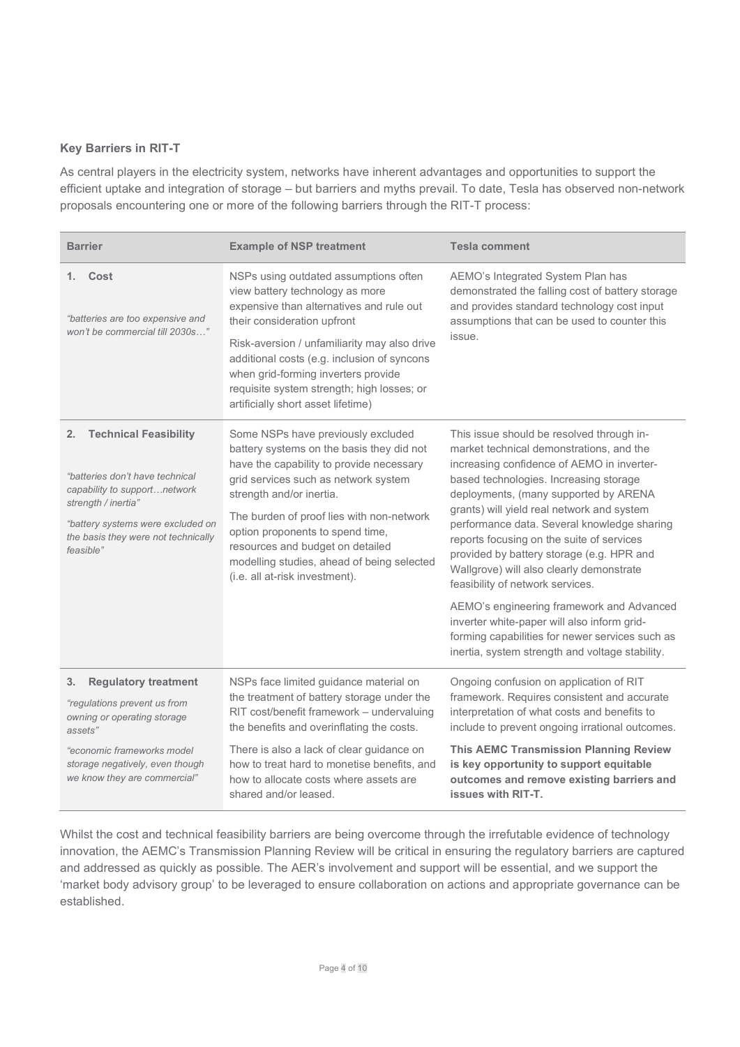**Key Barriers in RIT-T**

As central players in the electricity system, networks have inherent advantages and opportunities to support the efficient uptake and integration of storage – but barriers and myths prevail. To date, Tesla has observed non-network proposals encountering one or more of the following barriers through the RIT-T process:

| Barrier | Example of NSP treatment | Tesla comment |
|---|---|---|
| **1. Cost**<br><br>*"batteries are too expensive and won't be commercial till 2030s…"* | NSPs using outdated assumptions often view battery technology as more expensive than alternatives and rule out their consideration upfront<br><br>Risk-aversion / unfamiliarity may also drive additional costs (e.g. inclusion of syncons when grid-forming inverters provide requisite system strength; high losses; or artificially short asset lifetime) | AEMO's Integrated System Plan has demonstrated the falling cost of battery storage and provides standard technology cost input assumptions that can be used to counter this issue. |
| **2. Technical Feasibility**<br><br>*"batteries don't have technical capability to support…network strength / inertia"*<br><br>*"battery systems were excluded on the basis they were not technically feasible"* | Some NSPs have previously excluded battery systems on the basis they did not have the capability to provide necessary grid services such as network system strength and/or inertia.<br><br>The burden of proof lies with non-network option proponents to spend time, resources and budget on detailed modelling studies, ahead of being selected (i.e. all at-risk investment). | This issue should be resolved through in-market technical demonstrations, and the increasing confidence of AEMO in inverter-based technologies. Increasing storage deployments, (many supported by ARENA grants) will yield real network and system performance data. Several knowledge sharing reports focusing on the suite of services provided by battery storage (e.g. HPR and Wallgrove) will also clearly demonstrate feasibility of network services.<br><br>AEMO's engineering framework and Advanced inverter white-paper will also inform grid-forming capabilities for newer services such as inertia, system strength and voltage stability. |
| **3. Regulatory treatment**<br><br>*"regulations prevent us from owning or operating storage assets"*<br><br>*"economic frameworks model storage negatively, even though we know they are commercial"* | NSPs face limited guidance material on the treatment of battery storage under the RIT cost/benefit framework – undervaluing the benefits and overinflating the costs.<br><br>There is also a lack of clear guidance on how to treat hard to monetise benefits, and how to allocate costs where assets are shared and/or leased. | Ongoing confusion on application of RIT framework. Requires consistent and accurate interpretation of what costs and benefits to include to prevent ongoing irrational outcomes.<br><br>**This AEMC Transmission Planning Review is key opportunity to support equitable outcomes and remove existing barriers and issues with RIT-T.** |

Whilst the cost and technical feasibility barriers are being overcome through the irrefutable evidence of technology innovation, the AEMC's Transmission Planning Review will be critical in ensuring the regulatory barriers are captured and addressed as quickly as possible. The AER's involvement and support will be essential, and we support the 'market body advisory group' to be leveraged to ensure collaboration on actions and appropriate governance can be established.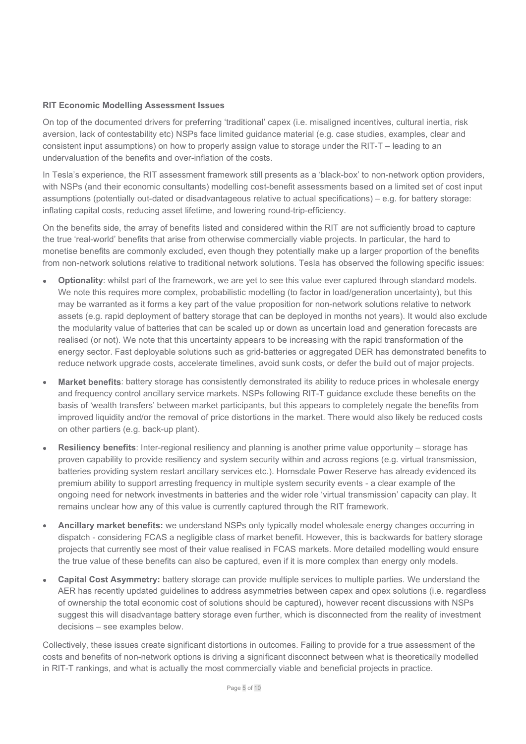**RIT Economic Modelling Assessment Issues**

On top of the documented drivers for preferring 'traditional' capex (i.e. misaligned incentives, cultural inertia, risk aversion, lack of contestability etc) NSPs face limited guidance material (e.g. case studies, examples, clear and consistent input assumptions) on how to properly assign value to storage under the RIT-T – leading to an undervaluation of the benefits and over-inflation of the costs.

In Tesla's experience, the RIT assessment framework still presents as a 'black-box' to non-network option providers, with NSPs (and their economic consultants) modelling cost-benefit assessments based on a limited set of cost input assumptions (potentially out-dated or disadvantageous relative to actual specifications) – e.g. for battery storage: inflating capital costs, reducing asset lifetime, and lowering round-trip-efficiency.

On the benefits side, the array of benefits listed and considered within the RIT are not sufficiently broad to capture the true 'real-world' benefits that arise from otherwise commercially viable projects. In particular, the hard to monetise benefits are commonly excluded, even though they potentially make up a larger proportion of the benefits from non-network solutions relative to traditional network solutions. Tesla has observed the following specific issues:

- **Optionality**: whilst part of the framework, we are yet to see this value ever captured through standard models. We note this requires more complex, probabilistic modelling (to factor in load/generation uncertainty), but this may be warranted as it forms a key part of the value proposition for non-network solutions relative to network assets (e.g. rapid deployment of battery storage that can be deployed in months not years). It would also exclude the modularity value of batteries that can be scaled up or down as uncertain load and generation forecasts are realised (or not). We note that this uncertainty appears to be increasing with the rapid transformation of the energy sector. Fast deployable solutions such as grid-batteries or aggregated DER has demonstrated benefits to reduce network upgrade costs, accelerate timelines, avoid sunk costs, or defer the build out of major projects.
- **Market benefits**: battery storage has consistently demonstrated its ability to reduce prices in wholesale energy and frequency control ancillary service markets. NSPs following RIT-T guidance exclude these benefits on the basis of 'wealth transfers' between market participants, but this appears to completely negate the benefits from improved liquidity and/or the removal of price distortions in the market. There would also likely be reduced costs on other partiers (e.g. back-up plant).
- **Resiliency benefits**: Inter-regional resiliency and planning is another prime value opportunity – storage has proven capability to provide resiliency and system security within and across regions (e.g. virtual transmission, batteries providing system restart ancillary services etc.). Hornsdale Power Reserve has already evidenced its premium ability to support arresting frequency in multiple system security events - a clear example of the ongoing need for network investments in batteries and the wider role 'virtual transmission' capacity can play. It remains unclear how any of this value is currently captured through the RIT framework.
- **Ancillary market benefits:** we understand NSPs only typically model wholesale energy changes occurring in dispatch - considering FCAS a negligible class of market benefit. However, this is backwards for battery storage projects that currently see most of their value realised in FCAS markets. More detailed modelling would ensure the true value of these benefits can also be captured, even if it is more complex than energy only models.
- **Capital Cost Asymmetry:** battery storage can provide multiple services to multiple parties. We understand the AER has recently updated guidelines to address asymmetries between capex and opex solutions (i.e. regardless of ownership the total economic cost of solutions should be captured), however recent discussions with NSPs suggest this will disadvantage battery storage even further, which is disconnected from the reality of investment decisions – see examples below.

Collectively, these issues create significant distortions in outcomes. Failing to provide for a true assessment of the costs and benefits of non-network options is driving a significant disconnect between what is theoretically modelled in RIT-T rankings, and what is actually the most commercially viable and beneficial projects in practice.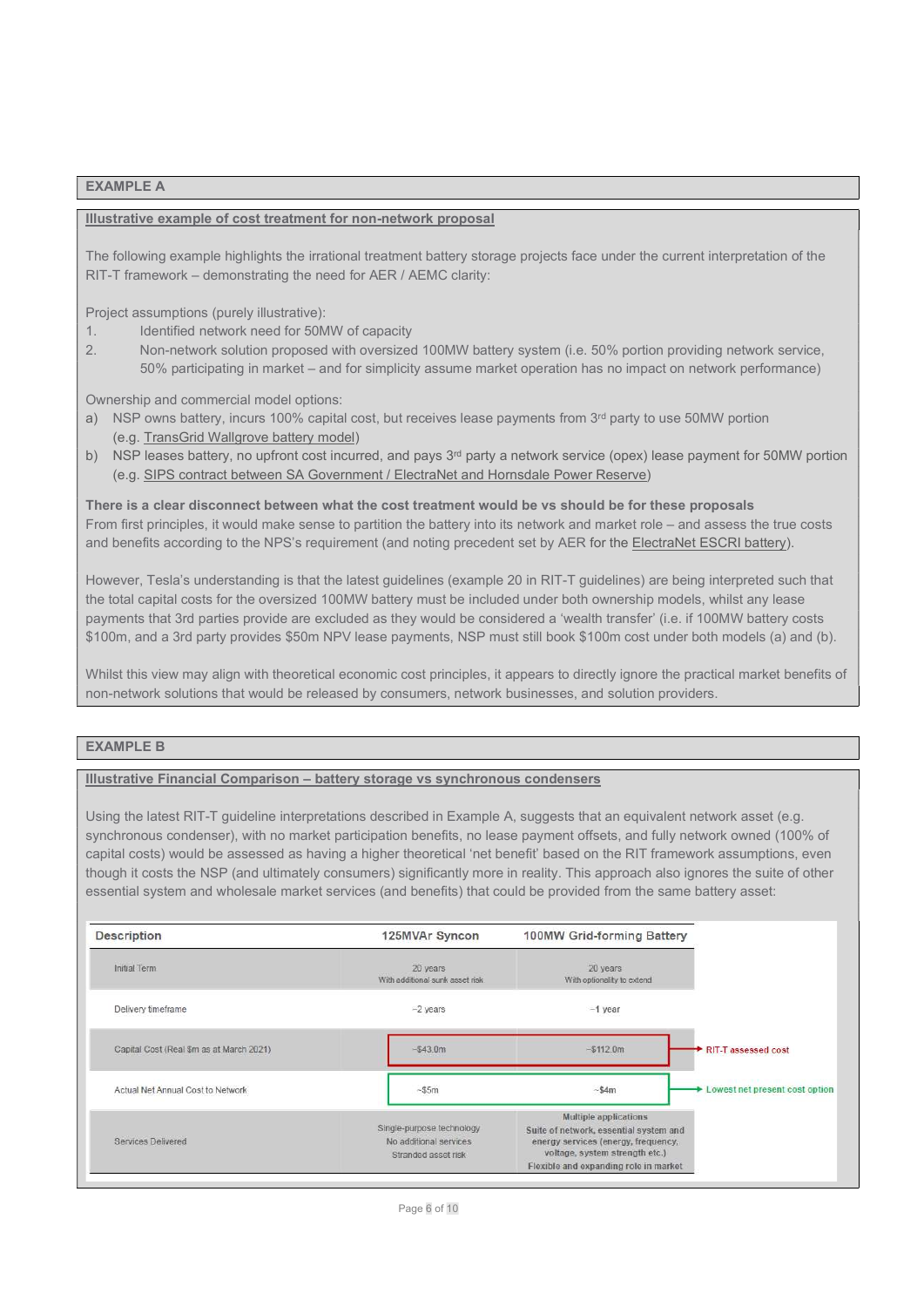## EXAMPLE A

**Illustrative example of cost treatment for non-network proposal**

The following example highlights the irrational treatment battery storage projects face under the current interpretation of the RIT-T framework – demonstrating the need for AER / AEMC clarity:

Project assumptions (purely illustrative):

1. Identified network need for 50MW of capacity
2. Non-network solution proposed with oversized 100MW battery system (i.e. 50% portion providing network service, 50% participating in market – and for simplicity assume market operation has no impact on network performance)

Ownership and commercial model options:

a) NSP owns battery, incurs 100% capital cost, but receives lease payments from 3rd party to use 50MW portion (e.g. TransGrid Wallgrove battery model)

b) NSP leases battery, no upfront cost incurred, and pays 3rd party a network service (opex) lease payment for 50MW portion (e.g. SIPS contract between SA Government / ElectraNet and Hornsdale Power Reserve)

**There is a clear disconnect between what the cost treatment would be vs should be for these proposals**
From first principles, it would make sense to partition the battery into its network and market role – and assess the true costs and benefits according to the NPS's requirement (and noting precedent set by AER for the ElectraNet ESCRI battery).

However, Tesla's understanding is that the latest guidelines (example 20 in RIT-T guidelines) are being interpreted such that the total capital costs for the oversized 100MW battery must be included under both ownership models, whilst any lease payments that 3rd parties provide are excluded as they would be considered a 'wealth transfer' (i.e. if 100MW battery costs $100m, and a 3rd party provides $50m NPV lease payments, NSP must still book $100m cost under both models (a) and (b).

Whilst this view may align with theoretical economic cost principles, it appears to directly ignore the practical market benefits of non-network solutions that would be released by consumers, network businesses, and solution providers.

## EXAMPLE B

**Illustrative Financial Comparison – battery storage vs synchronous condensers**

Using the latest RIT-T guideline interpretations described in Example A, suggests that an equivalent network asset (e.g. synchronous condenser), with no market participation benefits, no lease payment offsets, and fully network owned (100% of capital costs) would be assessed as having a higher theoretical 'net benefit' based on the RIT framework assumptions, even though it costs the NSP (and ultimately consumers) significantly more in reality. This approach also ignores the suite of other essential system and wholesale market services (and benefits) that could be provided from the same battery asset:

| Description | 125MVAr Syncon | 100MW Grid-forming Battery | |
|---|---|---|---|
| Initial Term | 20 years<br>With additional sunk asset risk | 20 years<br>With optionality to extend | |
| Delivery timeframe | ~2 years | ~1 year | |
| Capital Cost (Real $m as at March 2021) | ~$43.0m | ~$112.0m | → RIT-T assessed cost |
| Actual Net Annual Cost to Network | ~$5m | ~$4m | → Lowest net present cost option |
| Services Delivered | Single-purpose technology<br>No additional services<br>Stranded asset risk | **Multiple applications**<br>**Suite of network, essential system and energy services (energy, frequency, voltage, system strength etc.)**<br>**Flexible and expanding role in market** | |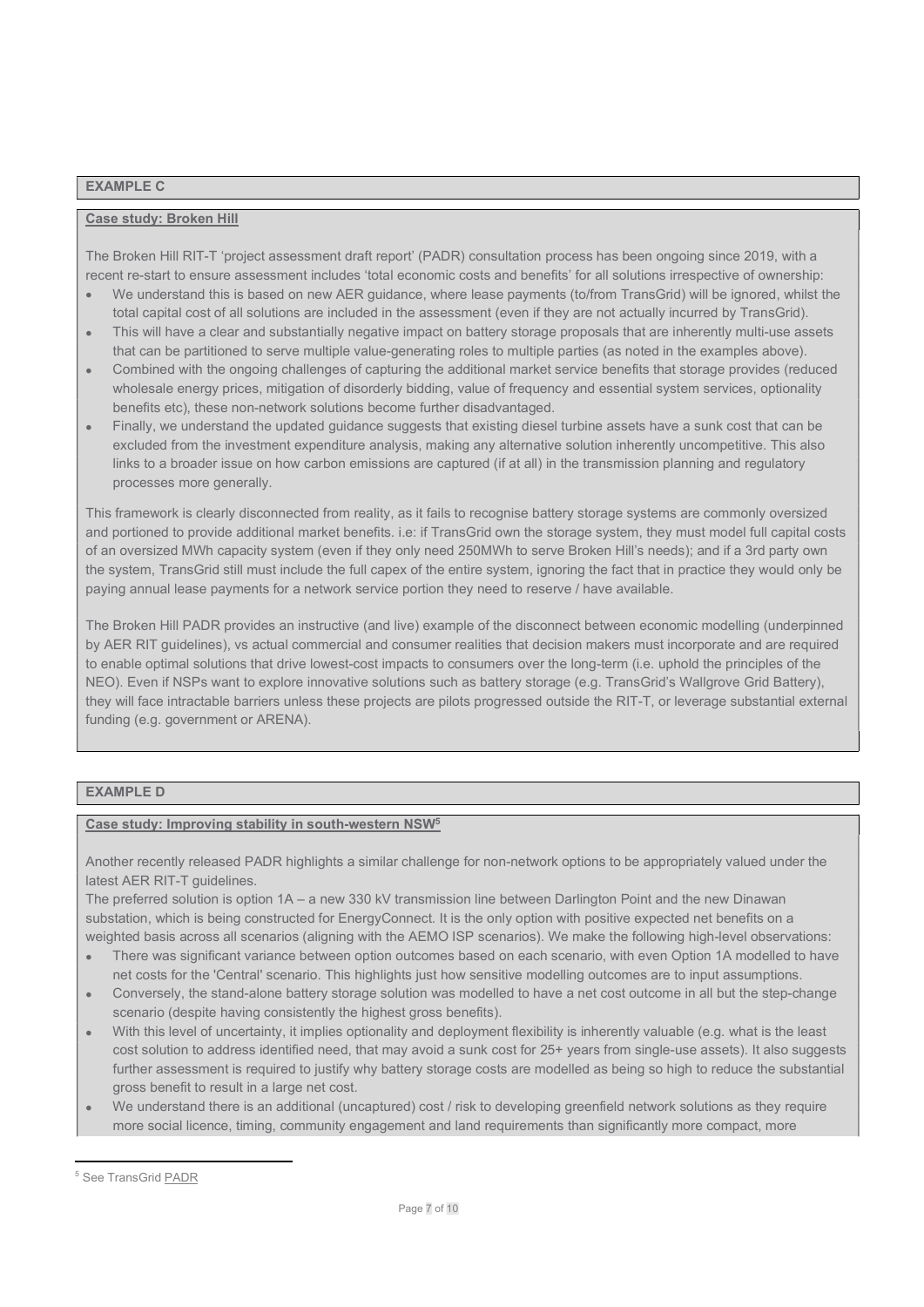**EXAMPLE C**

**Case study: Broken Hill**

The Broken Hill RIT-T 'project assessment draft report' (PADR) consultation process has been ongoing since 2019, with a recent re-start to ensure assessment includes 'total economic costs and benefits' for all solutions irrespective of ownership:

- We understand this is based on new AER guidance, where lease payments (to/from TransGrid) will be ignored, whilst the total capital cost of all solutions are included in the assessment (even if they are not actually incurred by TransGrid).
- This will have a clear and substantially negative impact on battery storage proposals that are inherently multi-use assets that can be partitioned to serve multiple value-generating roles to multiple parties (as noted in the examples above).
- Combined with the ongoing challenges of capturing the additional market service benefits that storage provides (reduced wholesale energy prices, mitigation of disorderly bidding, value of frequency and essential system services, optionality benefits etc), these non-network solutions become further disadvantaged.
- Finally, we understand the updated guidance suggests that existing diesel turbine assets have a sunk cost that can be excluded from the investment expenditure analysis, making any alternative solution inherently uncompetitive. This also links to a broader issue on how carbon emissions are captured (if at all) in the transmission planning and regulatory processes more generally.

This framework is clearly disconnected from reality, as it fails to recognise battery storage systems are commonly oversized and portioned to provide additional market benefits. i.e: if TransGrid own the storage system, they must model full capital costs of an oversized MWh capacity system (even if they only need 250MWh to serve Broken Hill's needs); and if a 3rd party own the system, TransGrid still must include the full capex of the entire system, ignoring the fact that in practice they would only be paying annual lease payments for a network service portion they need to reserve / have available.

The Broken Hill PADR provides an instructive (and live) example of the disconnect between economic modelling (underpinned by AER RIT guidelines), vs actual commercial and consumer realities that decision makers must incorporate and are required to enable optimal solutions that drive lowest-cost impacts to consumers over the long-term (i.e. uphold the principles of the NEO). Even if NSPs want to explore innovative solutions such as battery storage (e.g. TransGrid's Wallgrove Grid Battery), they will face intractable barriers unless these projects are pilots progressed outside the RIT-T, or leverage substantial external funding (e.g. government or ARENA).

**EXAMPLE D**

**Case study: Improving stability in south-western NSW[5]**

Another recently released PADR highlights a similar challenge for non-network options to be appropriately valued under the latest AER RIT-T guidelines.

The preferred solution is option 1A – a new 330 kV transmission line between Darlington Point and the new Dinawan substation, which is being constructed for EnergyConnect. It is the only option with positive expected net benefits on a weighted basis across all scenarios (aligning with the AEMO ISP scenarios). We make the following high-level observations:

- There was significant variance between option outcomes based on each scenario, with even Option 1A modelled to have net costs for the 'Central' scenario. This highlights just how sensitive modelling outcomes are to input assumptions.
- Conversely, the stand-alone battery storage solution was modelled to have a net cost outcome in all but the step-change scenario (despite having consistently the highest gross benefits).
- With this level of uncertainty, it implies optionality and deployment flexibility is inherently valuable (e.g. what is the least cost solution to address identified need, that may avoid a sunk cost for 25+ years from single-use assets). It also suggests further assessment is required to justify why battery storage costs are modelled as being so high to reduce the substantial gross benefit to result in a large net cost.
- We understand there is an additional (uncaptured) cost / risk to developing greenfield network solutions as they require more social licence, timing, community engagement and land requirements than significantly more compact, more

[5] See TransGrid PADR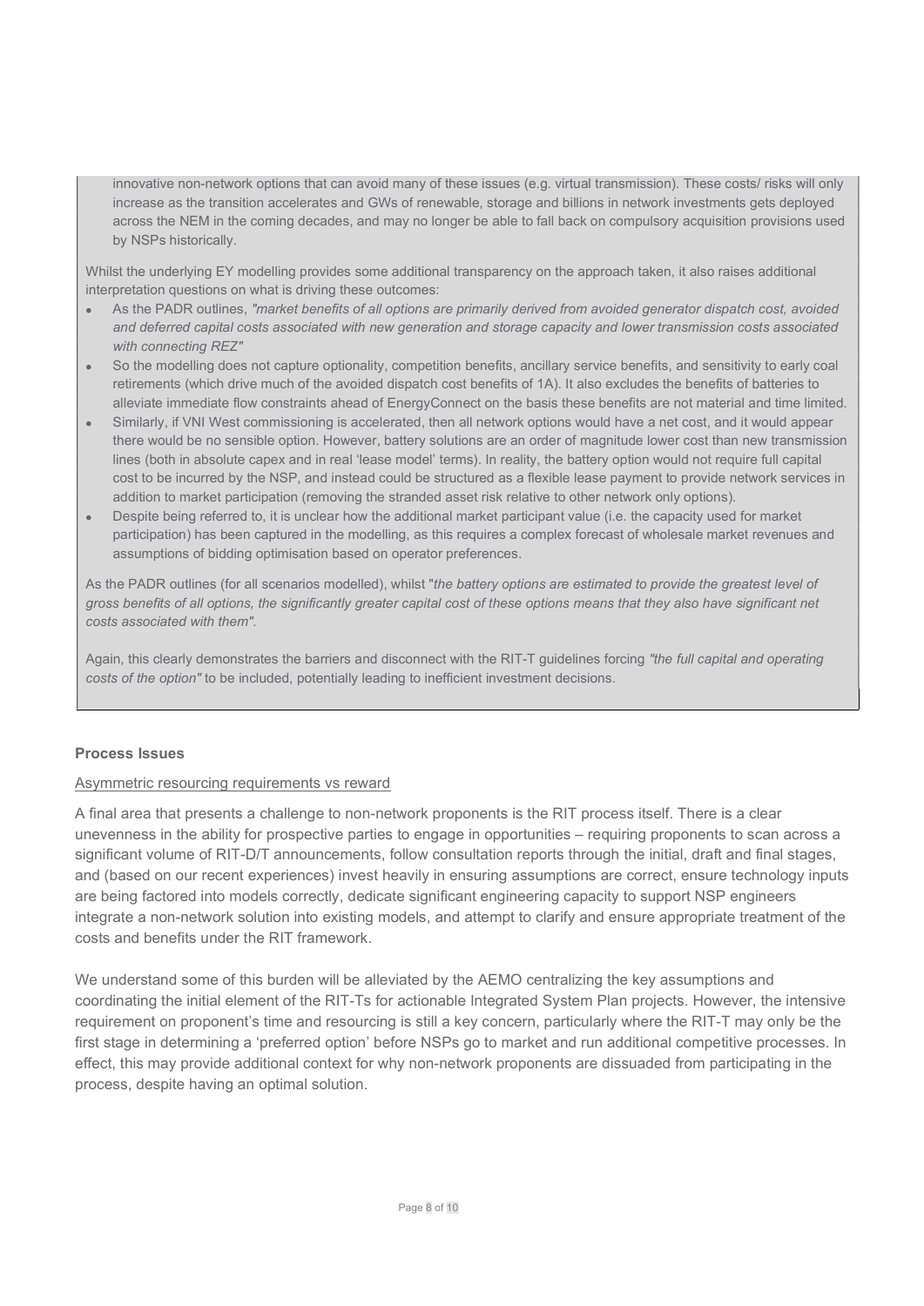innovative non-network options that can avoid many of these issues (e.g. virtual transmission). These costs/ risks will only increase as the transition accelerates and GWs of renewable, storage and billions in network investments gets deployed across the NEM in the coming decades, and may no longer be able to fall back on compulsory acquisition provisions used by NSPs historically.

Whilst the underlying EY modelling provides some additional transparency on the approach taken, it also raises additional interpretation questions on what is driving these outcomes:

- As the PADR outlines, *"market benefits of all options are primarily derived from avoided generator dispatch cost, avoided and deferred capital costs associated with new generation and storage capacity and lower transmission costs associated with connecting REZ"*
- So the modelling does not capture optionality, competition benefits, ancillary service benefits, and sensitivity to early coal retirements (which drive much of the avoided dispatch cost benefits of 1A). It also excludes the benefits of batteries to alleviate immediate flow constraints ahead of EnergyConnect on the basis these benefits are not material and time limited.
- Similarly, if VNI West commissioning is accelerated, then all network options would have a net cost, and it would appear there would be no sensible option. However, battery solutions are an order of magnitude lower cost than new transmission lines (both in absolute capex and in real 'lease model' terms). In reality, the battery option would not require full capital cost to be incurred by the NSP, and instead could be structured as a flexible lease payment to provide network services in addition to market participation (removing the stranded asset risk relative to other network only options).
- Despite being referred to, it is unclear how the additional market participant value (i.e. the capacity used for market participation) has been captured in the modelling, as this requires a complex forecast of wholesale market revenues and assumptions of bidding optimisation based on operator preferences.

As the PADR outlines (for all scenarios modelled), whilst "*the battery options are estimated to provide the greatest level of gross benefits of all options, the significantly greater capital cost of these options means that they also have significant net costs associated with them"*.

Again, this clearly demonstrates the barriers and disconnect with the RIT-T guidelines forcing *"the full capital and operating costs of the option"* to be included, potentially leading to inefficient investment decisions.

#### Process Issues

Asymmetric resourcing requirements vs reward

A final area that presents a challenge to non-network proponents is the RIT process itself. There is a clear unevenness in the ability for prospective parties to engage in opportunities – requiring proponents to scan across a significant volume of RIT-D/T announcements, follow consultation reports through the initial, draft and final stages, and (based on our recent experiences) invest heavily in ensuring assumptions are correct, ensure technology inputs are being factored into models correctly, dedicate significant engineering capacity to support NSP engineers integrate a non-network solution into existing models, and attempt to clarify and ensure appropriate treatment of the costs and benefits under the RIT framework.

We understand some of this burden will be alleviated by the AEMO centralizing the key assumptions and coordinating the initial element of the RIT-Ts for actionable Integrated System Plan projects. However, the intensive requirement on proponent's time and resourcing is still a key concern, particularly where the RIT-T may only be the first stage in determining a 'preferred option' before NSPs go to market and run additional competitive processes. In effect, this may provide additional context for why non-network proponents are dissuaded from participating in the process, despite having an optimal solution.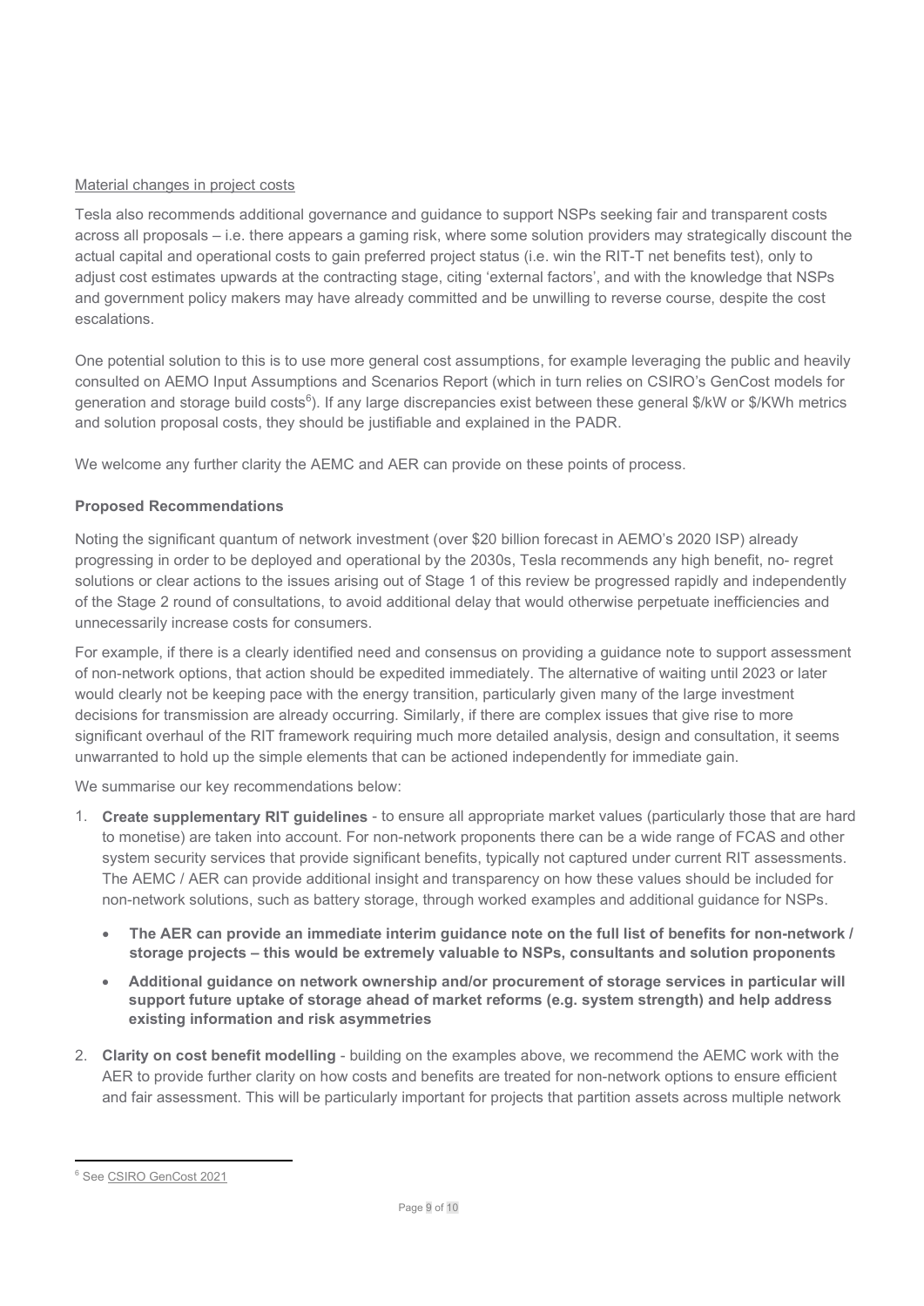Material changes in project costs

Tesla also recommends additional governance and guidance to support NSPs seeking fair and transparent costs across all proposals – i.e. there appears a gaming risk, where some solution providers may strategically discount the actual capital and operational costs to gain preferred project status (i.e. win the RIT-T net benefits test), only to adjust cost estimates upwards at the contracting stage, citing 'external factors', and with the knowledge that NSPs and government policy makers may have already committed and be unwilling to reverse course, despite the cost escalations.

One potential solution to this is to use more general cost assumptions, for example leveraging the public and heavily consulted on AEMO Input Assumptions and Scenarios Report (which in turn relies on CSIRO's GenCost models for generation and storage build costs[6]). If any large discrepancies exist between these general $/kW or $/KWh metrics and solution proposal costs, they should be justifiable and explained in the PADR.

We welcome any further clarity the AEMC and AER can provide on these points of process.

**Proposed Recommendations**

Noting the significant quantum of network investment (over $20 billion forecast in AEMO's 2020 ISP) already progressing in order to be deployed and operational by the 2030s, Tesla recommends any high benefit, no- regret solutions or clear actions to the issues arising out of Stage 1 of this review be progressed rapidly and independently of the Stage 2 round of consultations, to avoid additional delay that would otherwise perpetuate inefficiencies and unnecessarily increase costs for consumers.

For example, if there is a clearly identified need and consensus on providing a guidance note to support assessment of non-network options, that action should be expedited immediately. The alternative of waiting until 2023 or later would clearly not be keeping pace with the energy transition, particularly given many of the large investment decisions for transmission are already occurring. Similarly, if there are complex issues that give rise to more significant overhaul of the RIT framework requiring much more detailed analysis, design and consultation, it seems unwarranted to hold up the simple elements that can be actioned independently for immediate gain.

We summarise our key recommendations below:

1. **Create supplementary RIT guidelines** - to ensure all appropriate market values (particularly those that are hard to monetise) are taken into account. For non-network proponents there can be a wide range of FCAS and other system security services that provide significant benefits, typically not captured under current RIT assessments. The AEMC / AER can provide additional insight and transparency on how these values should be included for non-network solutions, such as battery storage, through worked examples and additional guidance for NSPs.
   - **The AER can provide an immediate interim guidance note on the full list of benefits for non-network / storage projects – this would be extremely valuable to NSPs, consultants and solution proponents**
   - **Additional guidance on network ownership and/or procurement of storage services in particular will support future uptake of storage ahead of market reforms (e.g. system strength) and help address existing information and risk asymmetries**
2. **Clarity on cost benefit modelling** - building on the examples above, we recommend the AEMC work with the AER to provide further clarity on how costs and benefits are treated for non-network options to ensure efficient and fair assessment. This will be particularly important for projects that partition assets across multiple network

[6] See CSIRO GenCost 2021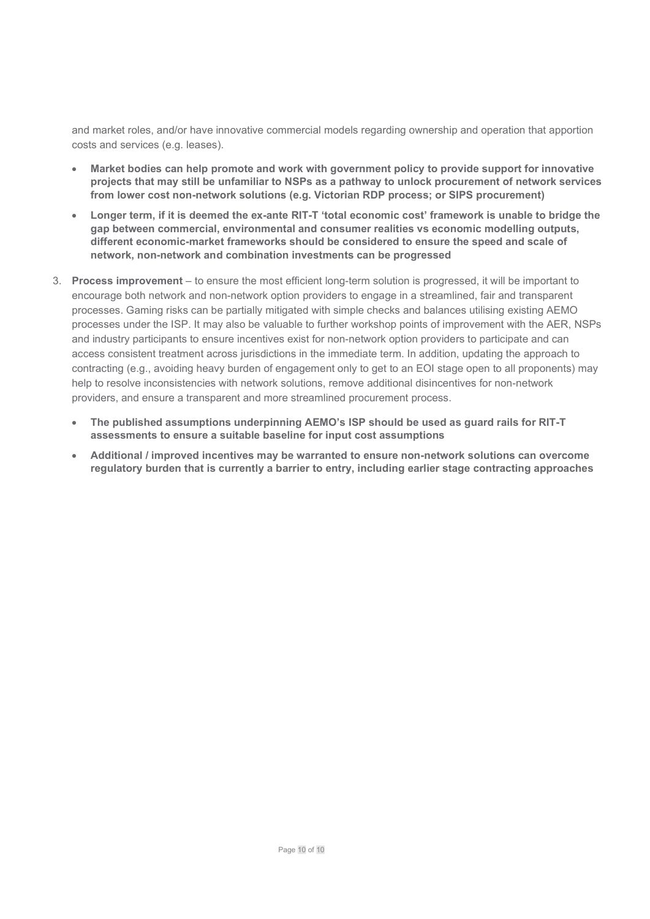and market roles, and/or have innovative commercial models regarding ownership and operation that apportion costs and services (e.g. leases).

- **Market bodies can help promote and work with government policy to provide support for innovative projects that may still be unfamiliar to NSPs as a pathway to unlock procurement of network services from lower cost non-network solutions (e.g. Victorian RDP process; or SIPS procurement)**
- **Longer term, if it is deemed the ex-ante RIT-T 'total economic cost' framework is unable to bridge the gap between commercial, environmental and consumer realities vs economic modelling outputs, different economic-market frameworks should be considered to ensure the speed and scale of network, non-network and combination investments can be progressed**

3. **Process improvement** – to ensure the most efficient long-term solution is progressed, it will be important to encourage both network and non-network option providers to engage in a streamlined, fair and transparent processes. Gaming risks can be partially mitigated with simple checks and balances utilising existing AEMO processes under the ISP. It may also be valuable to further workshop points of improvement with the AER, NSPs and industry participants to ensure incentives exist for non-network option providers to participate and can access consistent treatment across jurisdictions in the immediate term. In addition, updating the approach to contracting (e.g., avoiding heavy burden of engagement only to get to an EOI stage open to all proponents) may help to resolve inconsistencies with network solutions, remove additional disincentives for non-network providers, and ensure a transparent and more streamlined procurement process.

    - **The published assumptions underpinning AEMO's ISP should be used as guard rails for RIT-T assessments to ensure a suitable baseline for input cost assumptions**
    - **Additional / improved incentives may be warranted to ensure non-network solutions can overcome regulatory burden that is currently a barrier to entry, including earlier stage contracting approaches**